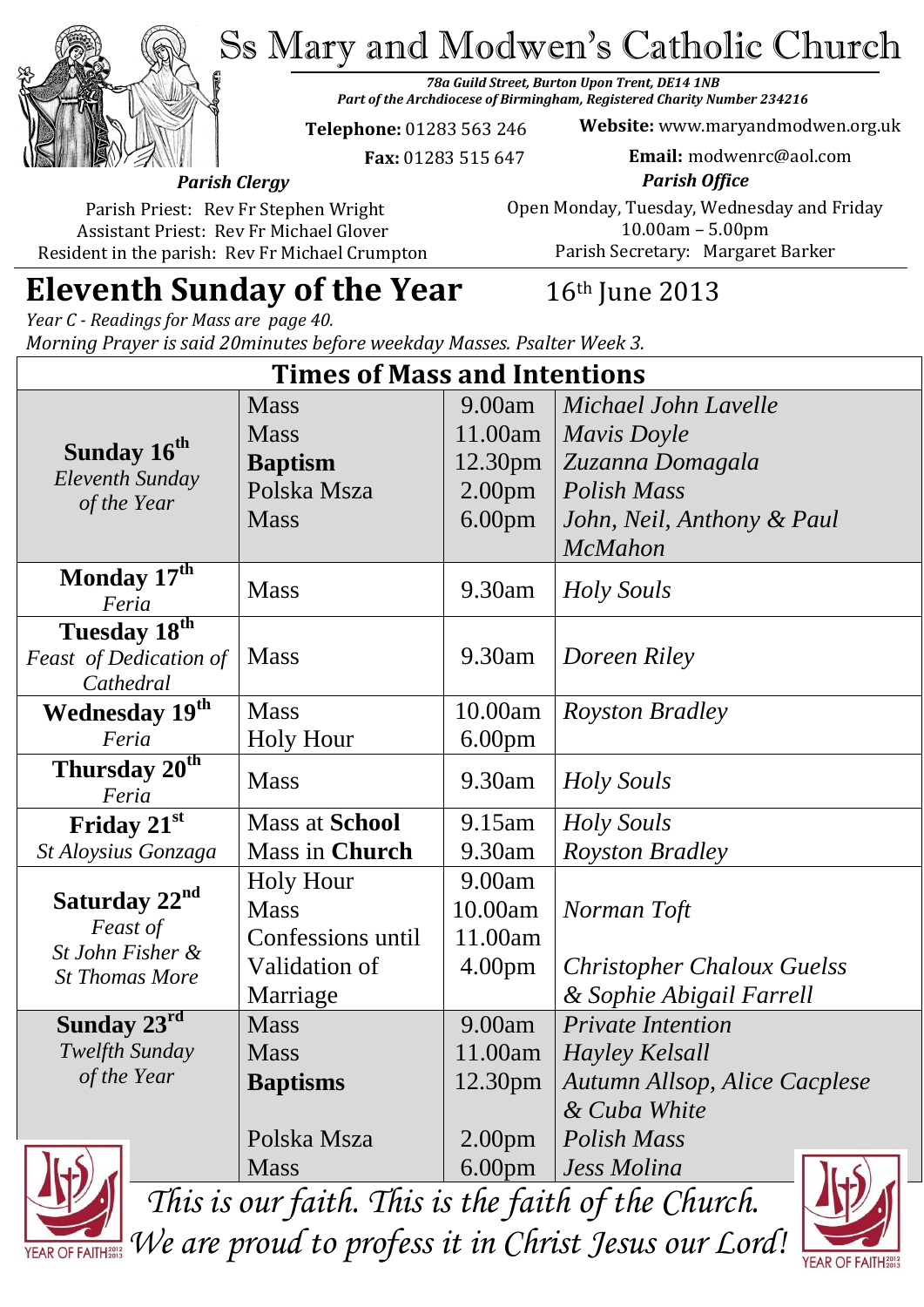# Ss Mary and Modwen's Catholic Church

*78a Guild Street, Burton Upon Trent, DE14 1NB*
*Part of the Archdiocese of Birmingham, Registered Charity Number 234216*

**Telephone:** 01283 563 246
**Fax:** 01283 515 647

**Website:** www.maryandmodwen.org.uk
**Email:** modwenrc@aol.com

***Parish Clergy***

Parish Priest: Rev Fr Stephen Wright
Assistant Priest: Rev Fr Michael Glover
Resident in the parish: Rev Fr Michael Crumpton

***Parish Office***

Open Monday, Tuesday, Wednesday and Friday
10.00am – 5.00pm
Parish Secretary: Margaret Barker

## Eleventh Sunday of the Year

16th June 2013

*Year C - Readings for Mass are page 40.*
*Morning Prayer is said 20minutes before weekday Masses. Psalter Week 3.*

| Times of Mass and Intentions | | | |
|---|---|---|---|
| **Sunday 16th** *Eleventh Sunday of the Year* | Mass | 9.00am | *Michael John Lavelle* |
| | Mass | 11.00am | *Mavis Doyle* |
| | **Baptism** | 12.30pm | *Zuzanna Domagala* |
| | Polska Msza | 2.00pm | *Polish Mass* |
| | Mass | 6.00pm | *John, Neil, Anthony & Paul McMahon* |
| **Monday 17th** *Feria* | Mass | 9.30am | *Holy Souls* |
| **Tuesday 18th** *Feast of Dedication of Cathedral* | Mass | 9.30am | *Doreen Riley* |
| **Wednesday 19th** *Feria* | Mass | 10.00am | *Royston Bradley* |
| | Holy Hour | 6.00pm | |
| **Thursday 20th** *Feria* | Mass | 9.30am | *Holy Souls* |
| **Friday 21st** *St Aloysius Gonzaga* | Mass at **School** | 9.15am | *Holy Souls* |
| | Mass in **Church** | 9.30am | *Royston Bradley* |
| **Saturday 22nd** *Feast of St John Fisher & St Thomas More* | Holy Hour | 9.00am | |
| | Mass | 10.00am | *Norman Toft* |
| | Confessions until | 11.00am | |
| | Validation of Marriage | 4.00pm | *Christopher Chaloux Guelss & Sophie Abigail Farrell* |
| **Sunday 23rd** *Twelfth Sunday of the Year* | Mass | 9.00am | *Private Intention* |
| | Mass | 11.00am | *Hayley Kelsall* |
| | **Baptisms** | 12.30pm | *Autumn Allsop, Alice Cacplese & Cuba White* |
| | Polska Msza | 2.00pm | *Polish Mass* |
| | Mass | 6.00pm | *Jess Molina* |

*This is our faith. This is the faith of the Church.*
*We are proud to profess it in Christ Jesus our Lord!*

YEAR OF FAITH 2012 2013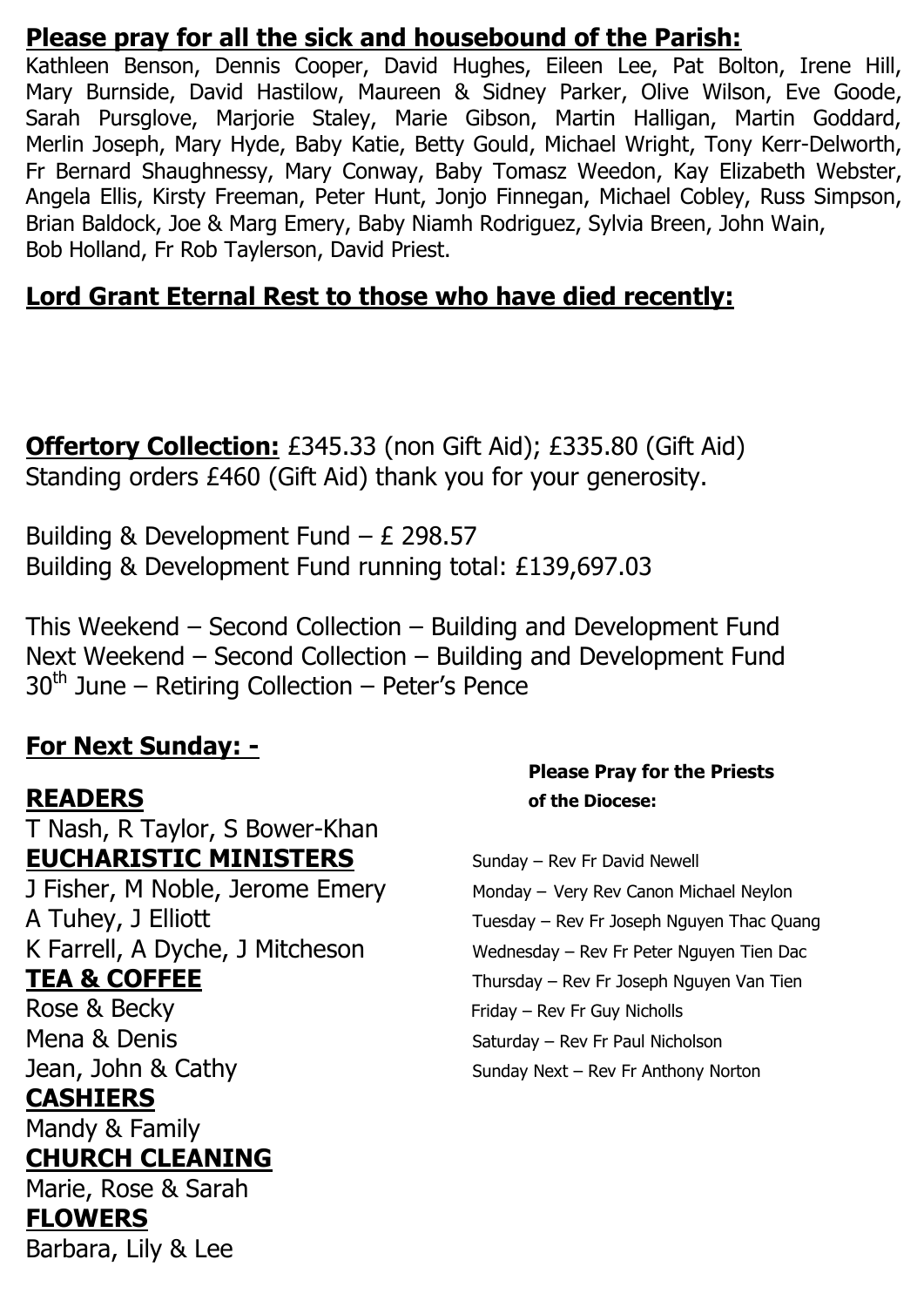**Please pray for all the sick and housebound of the Parish:**

Kathleen Benson, Dennis Cooper, David Hughes, Eileen Lee, Pat Bolton, Irene Hill, Mary Burnside, David Hastilow, Maureen & Sidney Parker, Olive Wilson, Eve Goode, Sarah Pursglove, Marjorie Staley, Marie Gibson, Martin Halligan, Martin Goddard, Merlin Joseph, Mary Hyde, Baby Katie, Betty Gould, Michael Wright, Tony Kerr-Delworth, Fr Bernard Shaughnessy, Mary Conway, Baby Tomasz Weedon, Kay Elizabeth Webster, Angela Ellis, Kirsty Freeman, Peter Hunt, Jonjo Finnegan, Michael Cobley, Russ Simpson, Brian Baldock, Joe & Marg Emery, Baby Niamh Rodriguez, Sylvia Breen, John Wain, Bob Holland, Fr Rob Taylerson, David Priest.

**Lord Grant Eternal Rest to those who have died recently:**

**Offertory Collection:** £345.33 (non Gift Aid); £335.80 (Gift Aid)
Standing orders £460 (Gift Aid) thank you for your generosity.

Building & Development Fund – £ 298.57
Building & Development Fund running total: £139,697.03

This Weekend – Second Collection – Building and Development Fund
Next Weekend – Second Collection – Building and Development Fund
30th June – Retiring Collection – Peter's Pence

**For Next Sunday: -**

**READERS**
T Nash, R Taylor, S Bower-Khan

**EUCHARISTIC MINISTERS**
J Fisher, M Noble, Jerome Emery
A Tuhey, J Elliott
K Farrell, A Dyche, J Mitcheson

**TEA & COFFEE**
Rose & Becky
Mena & Denis
Jean, John & Cathy

**CASHIERS**
Mandy & Family

**CHURCH CLEANING**
Marie, Rose & Sarah

**FLOWERS**
Barbara, Lily & Lee

**Please Pray for the Priests of the Diocese:**

Sunday – Rev Fr David Newell
Monday – Very Rev Canon Michael Neylon
Tuesday – Rev Fr Joseph Nguyen Thac Quang
Wednesday – Rev Fr Peter Nguyen Tien Dac
Thursday – Rev Fr Joseph Nguyen Van Tien
Friday – Rev Fr Guy Nicholls
Saturday – Rev Fr Paul Nicholson
Sunday Next – Rev Fr Anthony Norton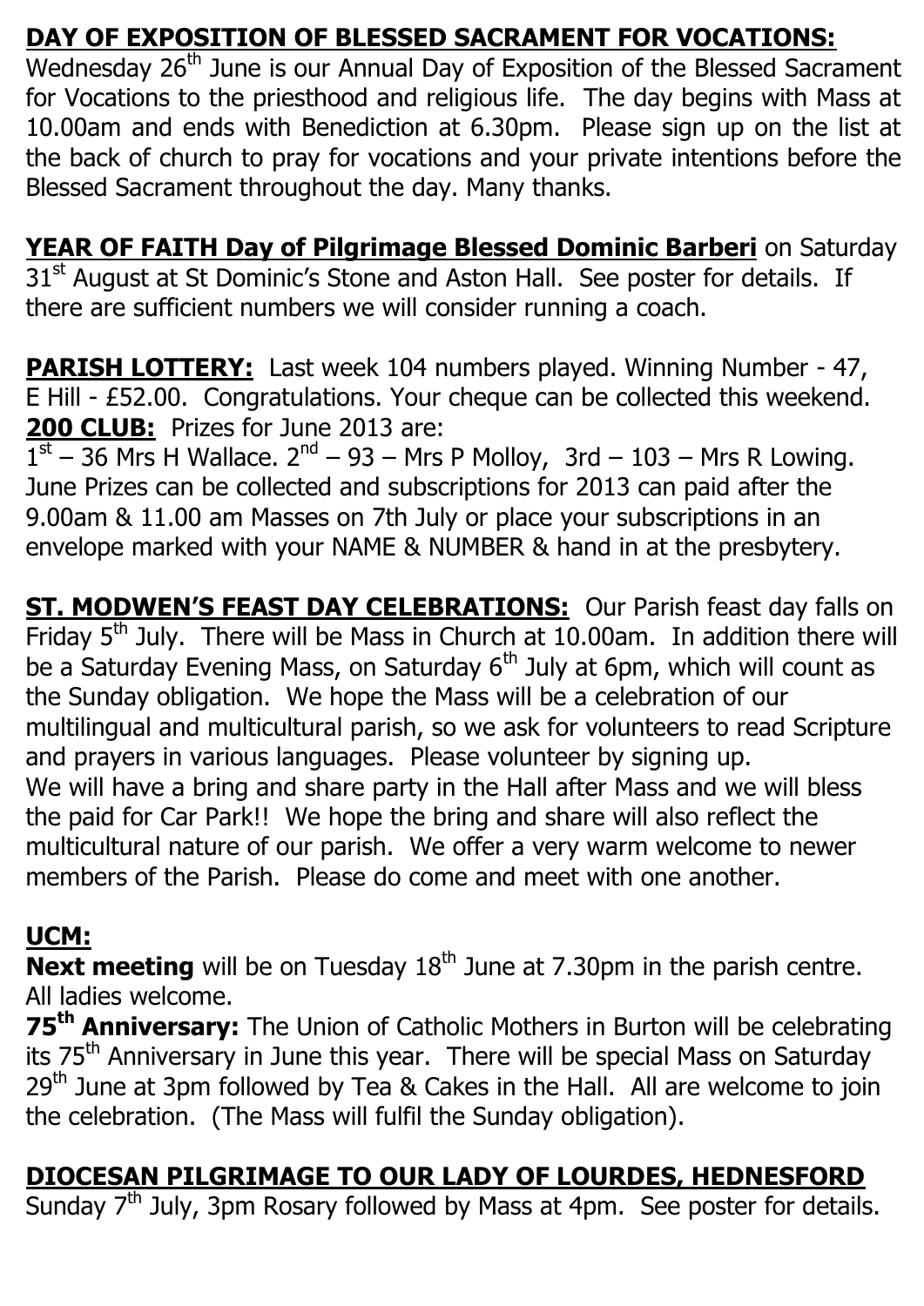**DAY OF EXPOSITION OF BLESSED SACRAMENT FOR VOCATIONS:**
Wednesday 26th June is our Annual Day of Exposition of the Blessed Sacrament for Vocations to the priesthood and religious life. The day begins with Mass at 10.00am and ends with Benediction at 6.30pm. Please sign up on the list at the back of church to pray for vocations and your private intentions before the Blessed Sacrament throughout the day. Many thanks.

**YEAR OF FAITH Day of Pilgrimage Blessed Dominic Barberi** on Saturday 31st August at St Dominic's Stone and Aston Hall. See poster for details. If there are sufficient numbers we will consider running a coach.

**PARISH LOTTERY:** Last week 104 numbers played. Winning Number - 47, E Hill - £52.00. Congratulations. Your cheque can be collected this weekend.
**200 CLUB:** Prizes for June 2013 are:
1st – 36 Mrs H Wallace. 2nd – 93 – Mrs P Molloy, 3rd – 103 – Mrs R Lowing. June Prizes can be collected and subscriptions for 2013 can paid after the 9.00am & 11.00 am Masses on 7th July or place your subscriptions in an envelope marked with your NAME & NUMBER & hand in at the presbytery.

**ST. MODWEN'S FEAST DAY CELEBRATIONS:** Our Parish feast day falls on Friday 5th July. There will be Mass in Church at 10.00am. In addition there will be a Saturday Evening Mass, on Saturday 6th July at 6pm, which will count as the Sunday obligation. We hope the Mass will be a celebration of our multilingual and multicultural parish, so we ask for volunteers to read Scripture and prayers in various languages. Please volunteer by signing up.
We will have a bring and share party in the Hall after Mass and we will bless the paid for Car Park!! We hope the bring and share will also reflect the multicultural nature of our parish. We offer a very warm welcome to newer members of the Parish. Please do come and meet with one another.

**UCM:**
**Next meeting** will be on Tuesday 18th June at 7.30pm in the parish centre. All ladies welcome.
**75th Anniversary:** The Union of Catholic Mothers in Burton will be celebrating its 75th Anniversary in June this year. There will be special Mass on Saturday 29th June at 3pm followed by Tea & Cakes in the Hall. All are welcome to join the celebration. (The Mass will fulfil the Sunday obligation).

**DIOCESAN PILGRIMAGE TO OUR LADY OF LOURDES, HEDNESFORD**
Sunday 7th July, 3pm Rosary followed by Mass at 4pm. See poster for details.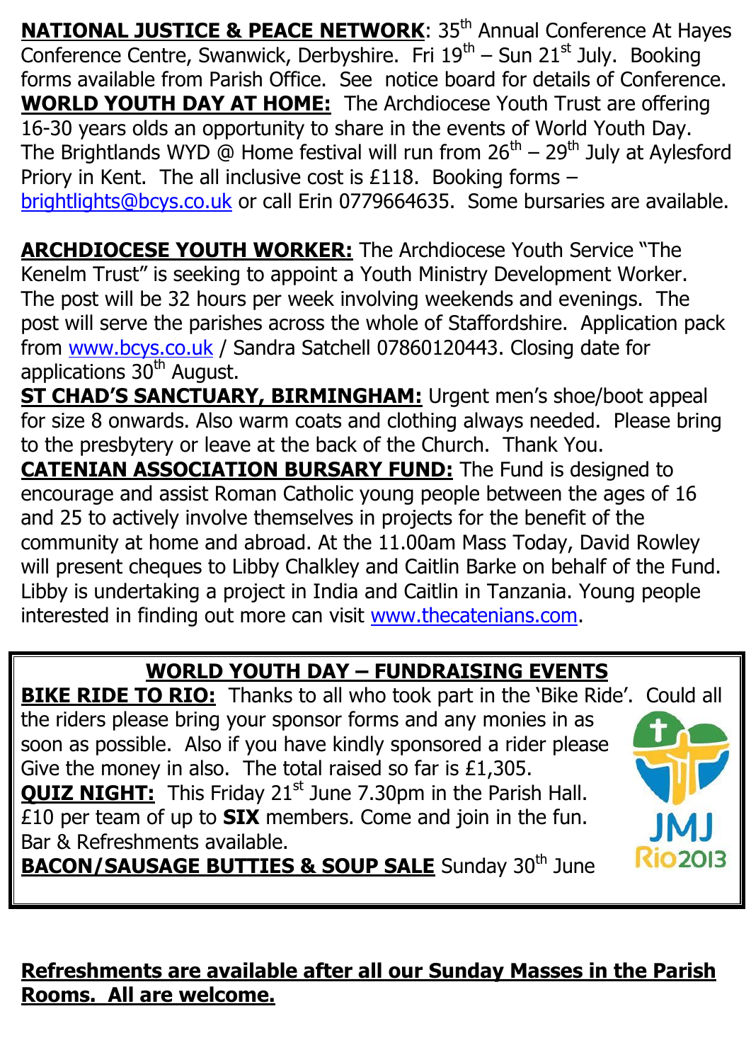**NATIONAL JUSTICE & PEACE NETWORK**: 35th Annual Conference At Hayes Conference Centre, Swanwick, Derbyshire. Fri 19th – Sun 21st July. Booking forms available from Parish Office. See notice board for details of Conference.

**WORLD YOUTH DAY AT HOME:** The Archdiocese Youth Trust are offering 16-30 years olds an opportunity to share in the events of World Youth Day. The Brightlands WYD @ Home festival will run from 26th – 29th July at Aylesford Priory in Kent. The all inclusive cost is £118. Booking forms – brightlights@bcys.co.uk or call Erin 0779664635. Some bursaries are available.

**ARCHDIOCESE YOUTH WORKER:** The Archdiocese Youth Service "The Kenelm Trust" is seeking to appoint a Youth Ministry Development Worker. The post will be 32 hours per week involving weekends and evenings. The post will serve the parishes across the whole of Staffordshire. Application pack from www.bcys.co.uk / Sandra Satchell 07860120443. Closing date for applications 30th August.

**ST CHAD'S SANCTUARY, BIRMINGHAM:** Urgent men's shoe/boot appeal for size 8 onwards. Also warm coats and clothing always needed. Please bring to the presbytery or leave at the back of the Church. Thank You.

**CATENIAN ASSOCIATION BURSARY FUND:** The Fund is designed to encourage and assist Roman Catholic young people between the ages of 16 and 25 to actively involve themselves in projects for the benefit of the community at home and abroad. At the 11.00am Mass Today, David Rowley will present cheques to Libby Chalkley and Caitlin Barke on behalf of the Fund. Libby is undertaking a project in India and Caitlin in Tanzania. Young people interested in finding out more can visit www.thecatenians.com.

## WORLD YOUTH DAY – FUNDRAISING EVENTS

**BIKE RIDE TO RIO:** Thanks to all who took part in the 'Bike Ride'. Could all the riders please bring your sponsor forms and any monies in as soon as possible. Also if you have kindly sponsored a rider please Give the money in also. The total raised so far is £1,305.

**QUIZ NIGHT:** This Friday 21st June 7.30pm in the Parish Hall. £10 per team of up to **SIX** members. Come and join in the fun. Bar & Refreshments available.

**BACON/SAUSAGE BUTTIES & SOUP SALE** Sunday 30th June

JMJ Rio2013

**Refreshments are available after all our Sunday Masses in the Parish Rooms. All are welcome.**